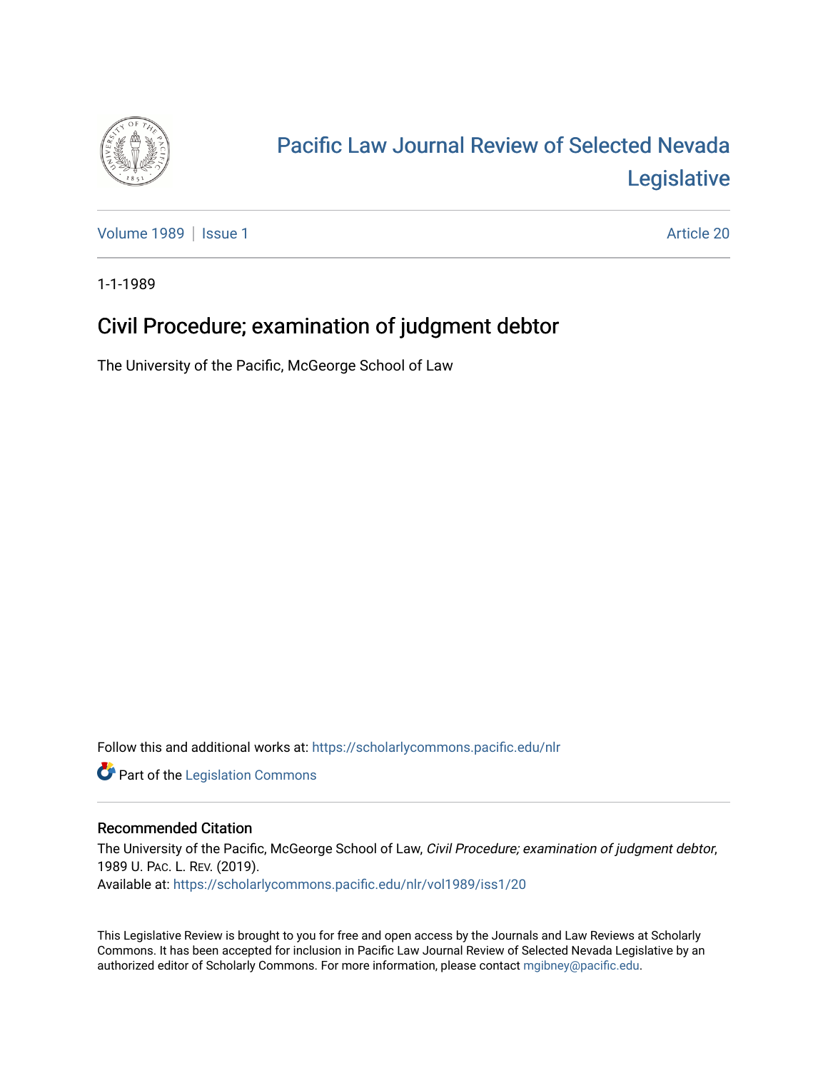# Pacific Law Journal Review of Selected Nevada Legislative

Volume 1989 | Issue 1 Article 20

1-1-1989

## Civil Procedure; examination of judgment debtor

The University of the Pacific, McGeorge School of Law

Follow this and additional works at: https://scholarlycommons.pacific.edu/nlr

Part of the Legislation Commons

### Recommended Citation

The University of the Pacific, McGeorge School of Law, *Civil Procedure; examination of judgment debtor*, 1989 U. PAC. L. REV. (2019).
Available at: https://scholarlycommons.pacific.edu/nlr/vol1989/iss1/20

This Legislative Review is brought to you for free and open access by the Journals and Law Reviews at Scholarly Commons. It has been accepted for inclusion in Pacific Law Journal Review of Selected Nevada Legislative by an authorized editor of Scholarly Commons. For more information, please contact mgibney@pacific.edu.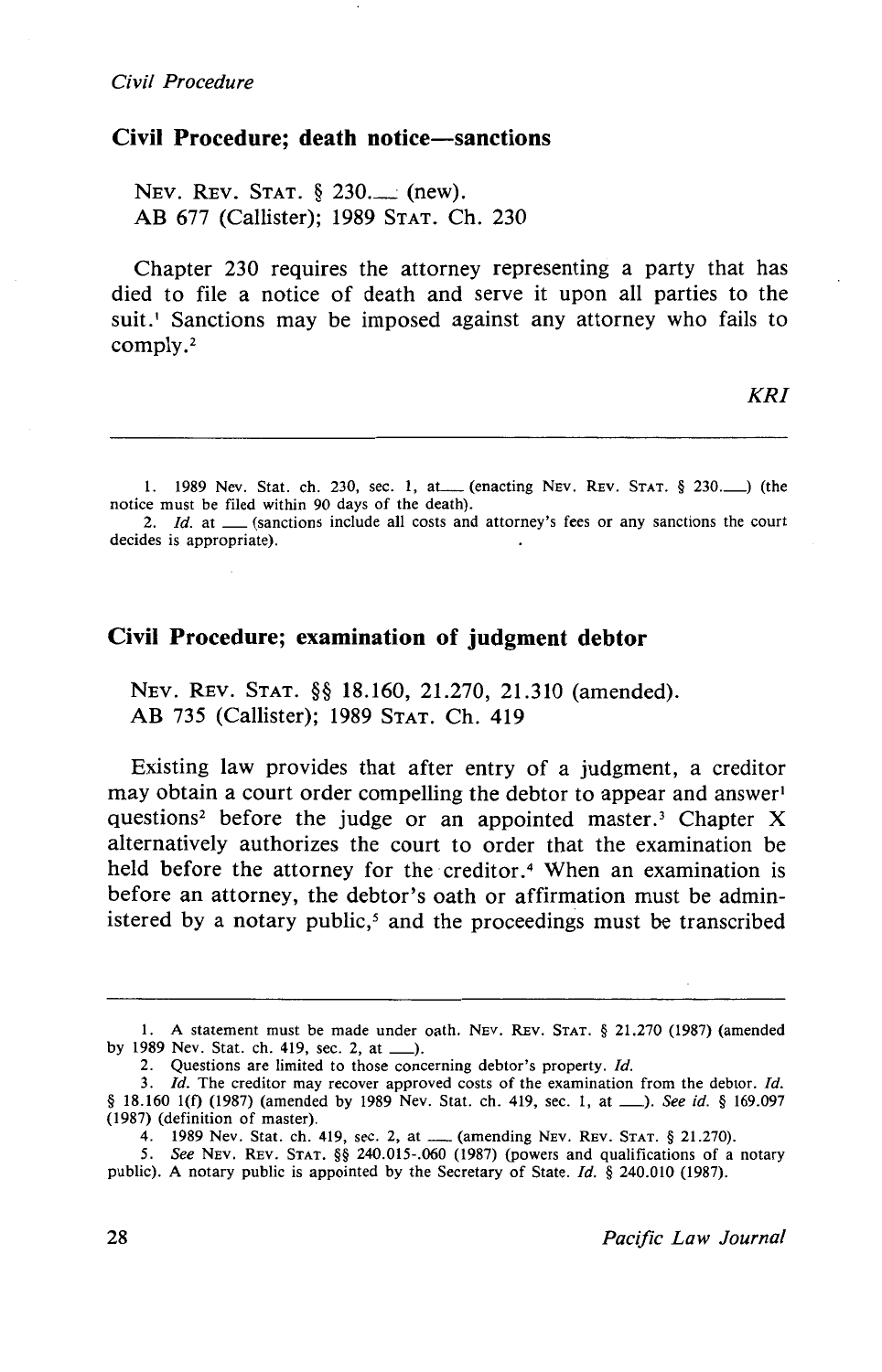## Civil Procedure; death notice—sanctions

NEV. REV. STAT. § 230.___ (new).
AB 677 (Callister); 1989 STAT. Ch. 230

Chapter 230 requires the attorney representing a party that has died to file a notice of death and serve it upon all parties to the suit.[1] Sanctions may be imposed against any attorney who fails to comply.[2]

*KRI*

---

1. 1989 Nev. Stat. ch. 230, sec. 1, at___ (enacting NEV. REV. STAT. § 230.___) (the notice must be filed within 90 days of the death).
2. *Id.* at ___ (sanctions include all costs and attorney's fees or any sanctions the court decides is appropriate).

## Civil Procedure; examination of judgment debtor

NEV. REV. STAT. §§ 18.160, 21.270, 21.310 (amended).
AB 735 (Callister); 1989 STAT. Ch. 419

Existing law provides that after entry of a judgment, a creditor may obtain a court order compelling the debtor to appear and answer[1] questions[2] before the judge or an appointed master.[3] Chapter X alternatively authorizes the court to order that the examination be held before the attorney for the creditor.[4] When an examination is before an attorney, the debtor's oath or affirmation must be administered by a notary public,[5] and the proceedings must be transcribed

---

1. A statement must be made under oath. NEV. REV. STAT. § 21.270 (1987) (amended by 1989 Nev. Stat. ch. 419, sec. 2, at ___).
2. Questions are limited to those concerning debtor's property. *Id.*
3. *Id.* The creditor may recover approved costs of the examination from the debtor. *Id.* § 18.160 1(f) (1987) (amended by 1989 Nev. Stat. ch. 419, sec. 1, at ___). *See id.* § 169.097 (1987) (definition of master).
4. 1989 Nev. Stat. ch. 419, sec. 2, at ___ (amending NEV. REV. STAT. § 21.270).
5. *See* NEV. REV. STAT. §§ 240.015-.060 (1987) (powers and qualifications of a notary public). A notary public is appointed by the Secretary of State. *Id.* § 240.010 (1987).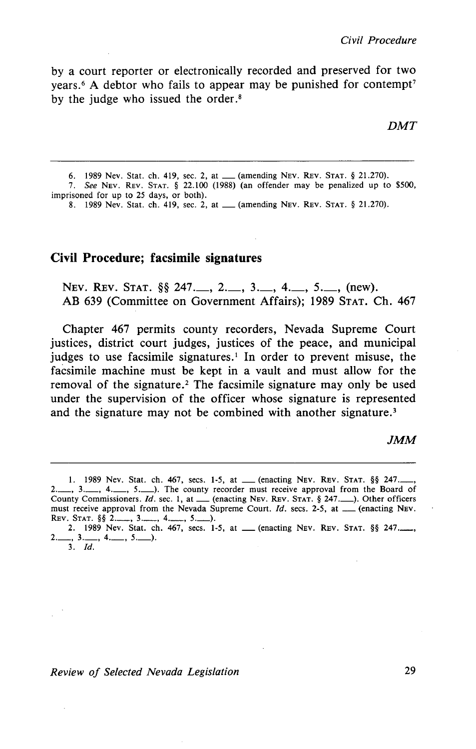by a court reporter or electronically recorded and preserved for two years.[6] A debtor who fails to appear may be punished for contempt[7] by the judge who issued the order.[8]

*DMT*

---

6. 1989 Nev. Stat. ch. 419, sec. 2, at ___ (amending NEV. REV. STAT. § 21.270).
7. *See* NEV. REV. STAT. § 22.100 (1988) (an offender may be penalized up to $500, imprisoned for up to 25 days, or both).
8. 1989 Nev. Stat. ch. 419, sec. 2, at ___ (amending NEV. REV. STAT. § 21.270).

## Civil Procedure; facsimile signatures

NEV. REV. STAT. §§ 247.___, 2.___, 3.___, 4.___, 5.___, (new).
AB 639 (Committee on Government Affairs); 1989 STAT. Ch. 467

Chapter 467 permits county recorders, Nevada Supreme Court justices, district court judges, justices of the peace, and municipal judges to use facsimile signatures.[1] In order to prevent misuse, the facsimile machine must be kept in a vault and must allow for the removal of the signature.[2] The facsimile signature may only be used under the supervision of the officer whose signature is represented and the signature may not be combined with another signature.[3]

*JMM*

---

1. 1989 Nev. Stat. ch. 467, secs. 1-5, at ___ (enacting NEV. REV. STAT. §§ 247.___, 2.___, 3.___, 4.___, 5.___). The county recorder must receive approval from the Board of County Commissioners. *Id.* sec. 1, at ___ (enacting NEV. REV. STAT. § 247.___). Other officers must receive approval from the Nevada Supreme Court. *Id.* secs. 2-5, at ___ (enacting NEV. REV. STAT. §§ 2.___, 3.___, 4.___, 5.___).
2. 1989 Nev. Stat. ch. 467, secs. 1-5, at ___ (enacting NEV. REV. STAT. §§ 247.___, 2.___, 3.___, 4.___, 5.___).
3. *Id.*